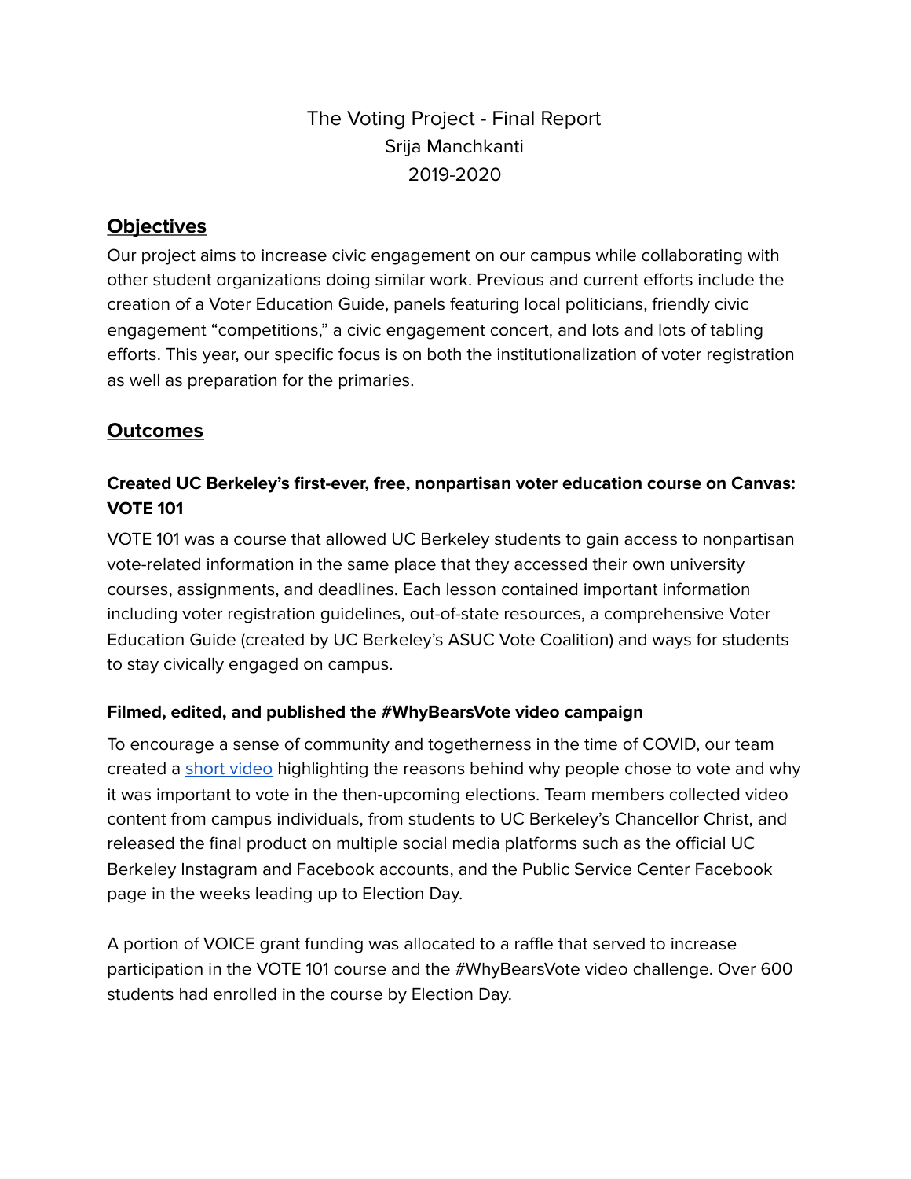# The Voting Project - Final Report

Srija Manchkanti

2019-2020

## Objectives

Our project aims to increase civic engagement on our campus while collaborating with other student organizations doing similar work. Previous and current efforts include the creation of a Voter Education Guide, panels featuring local politicians, friendly civic engagement "competitions," a civic engagement concert, and lots and lots of tabling efforts. This year, our specific focus is on both the institutionalization of voter registration as well as preparation for the primaries.

## Outcomes

### Created UC Berkeley's first-ever, free, nonpartisan voter education course on Canvas: VOTE 101

VOTE 101 was a course that allowed UC Berkeley students to gain access to nonpartisan vote-related information in the same place that they accessed their own university courses, assignments, and deadlines. Each lesson contained important information including voter registration guidelines, out-of-state resources, a comprehensive Voter Education Guide (created by UC Berkeley's ASUC Vote Coalition) and ways for students to stay civically engaged on campus.

### Filmed, edited, and published the #WhyBearsVote video campaign

To encourage a sense of community and togetherness in the time of COVID, our team created a short video highlighting the reasons behind why people chose to vote and why it was important to vote in the then-upcoming elections. Team members collected video content from campus individuals, from students to UC Berkeley's Chancellor Christ, and released the final product on multiple social media platforms such as the official UC Berkeley Instagram and Facebook accounts, and the Public Service Center Facebook page in the weeks leading up to Election Day.

A portion of VOICE grant funding was allocated to a raffle that served to increase participation in the VOTE 101 course and the #WhyBearsVote video challenge. Over 600 students had enrolled in the course by Election Day.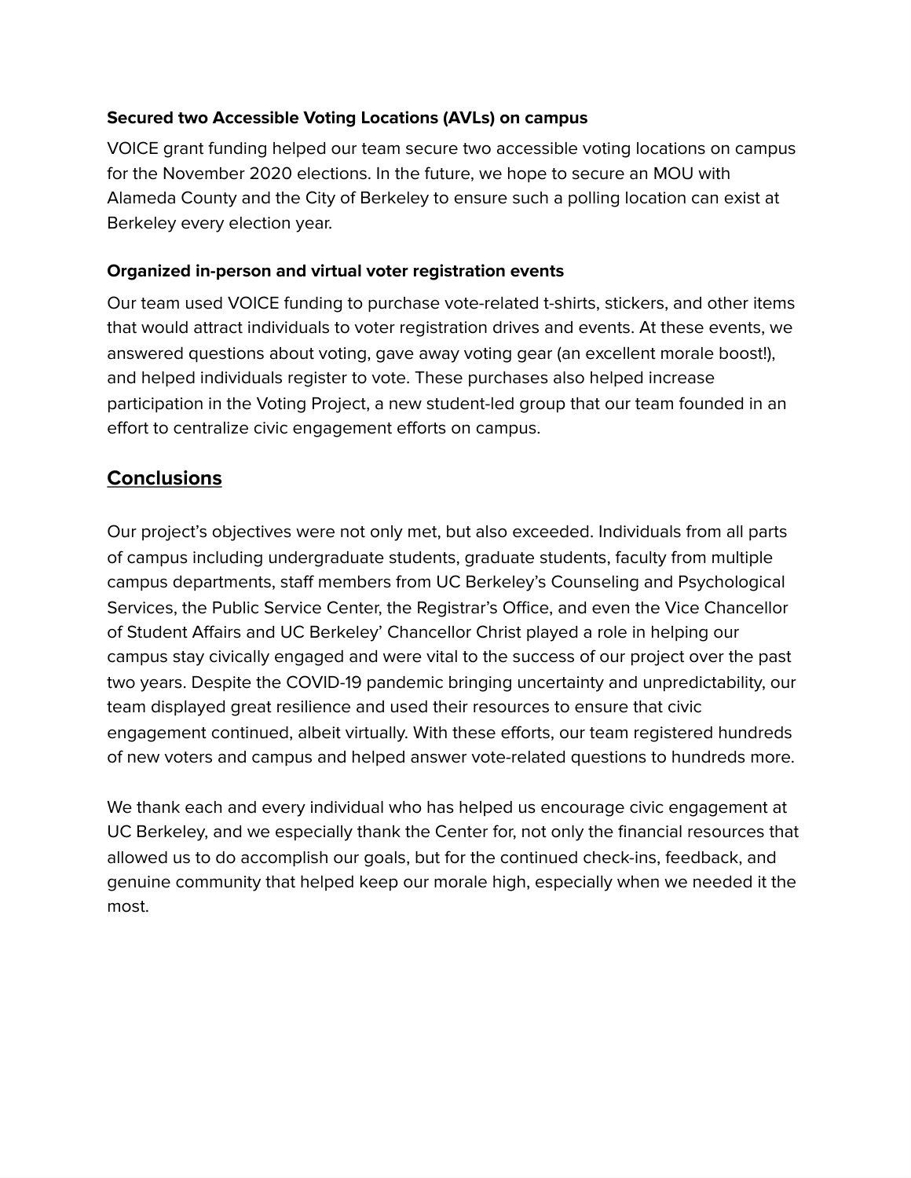**Secured two Accessible Voting Locations (AVLs) on campus**

VOICE grant funding helped our team secure two accessible voting locations on campus for the November 2020 elections. In the future, we hope to secure an MOU with Alameda County and the City of Berkeley to ensure such a polling location can exist at Berkeley every election year.

**Organized in-person and virtual voter registration events**

Our team used VOICE funding to purchase vote-related t-shirts, stickers, and other items that would attract individuals to voter registration drives and events. At these events, we answered questions about voting, gave away voting gear (an excellent morale boost!), and helped individuals register to vote. These purchases also helped increase participation in the Voting Project, a new student-led group that our team founded in an effort to centralize civic engagement efforts on campus.

## Conclusions

Our project's objectives were not only met, but also exceeded. Individuals from all parts of campus including undergraduate students, graduate students, faculty from multiple campus departments, staff members from UC Berkeley's Counseling and Psychological Services, the Public Service Center, the Registrar's Office, and even the Vice Chancellor of Student Affairs and UC Berkeley' Chancellor Christ played a role in helping our campus stay civically engaged and were vital to the success of our project over the past two years. Despite the COVID-19 pandemic bringing uncertainty and unpredictability, our team displayed great resilience and used their resources to ensure that civic engagement continued, albeit virtually. With these efforts, our team registered hundreds of new voters and campus and helped answer vote-related questions to hundreds more.

We thank each and every individual who has helped us encourage civic engagement at UC Berkeley, and we especially thank the Center for, not only the financial resources that allowed us to do accomplish our goals, but for the continued check-ins, feedback, and genuine community that helped keep our morale high, especially when we needed it the most.